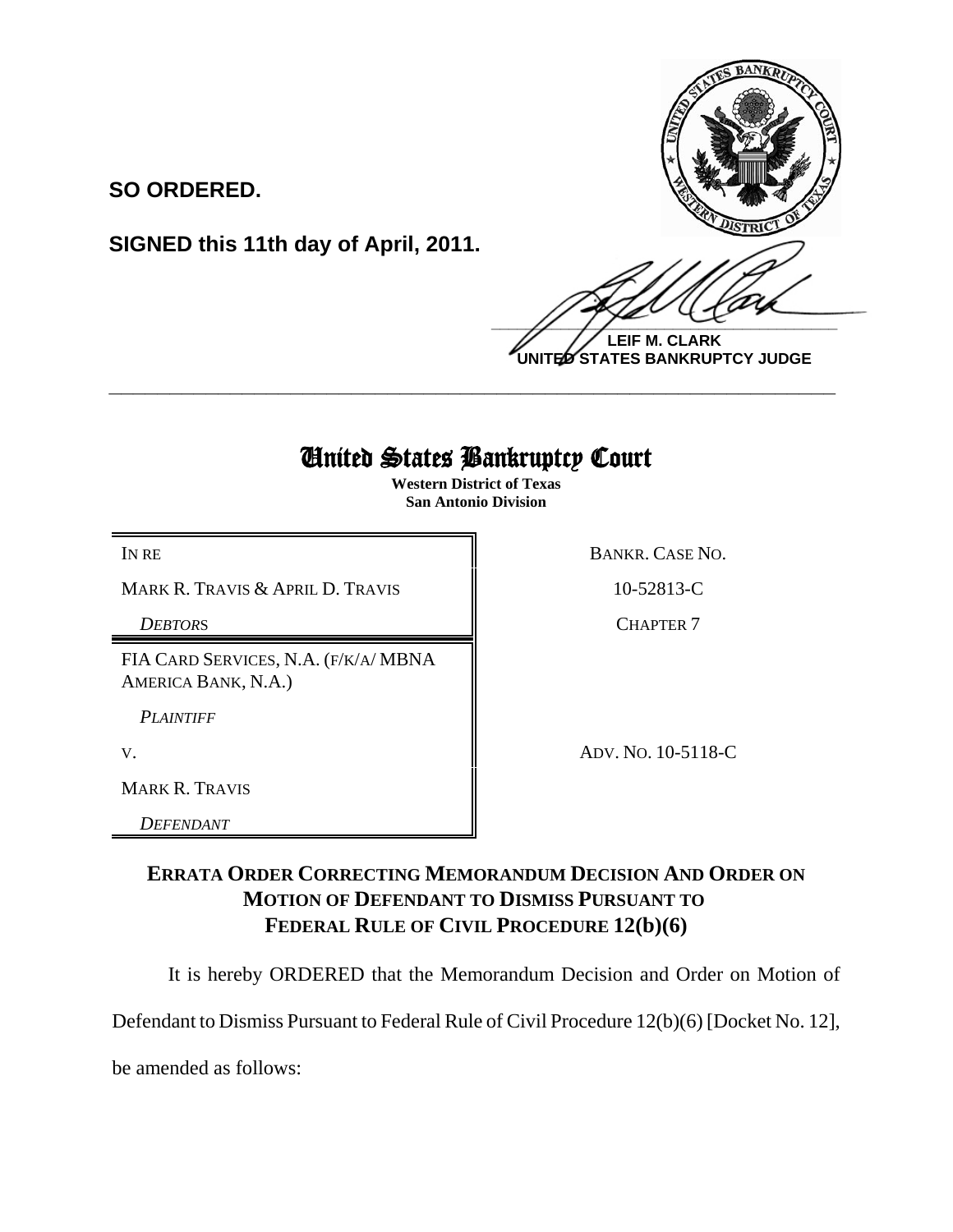**SO ORDERED.**

**SIGNED this 11th day of April, 2011.**

**LEIF M. CLARK**
**UNITED STATES BANKRUPTCY JUDGE**

---

# United States Bankruptcy Court

**Western District of Texas**
**San Antonio Division**

| | |
|---|---|
| IN RE | BANKR. CASE NO. |
| MARK R. TRAVIS & APRIL D. TRAVIS | 10-52813-C |
| *DEBTORS* | CHAPTER 7 |
| FIA CARD SERVICES, N.A. (F/K/A/ MBNA AMERICA BANK, N.A.) | |
| *PLAINTIFF* | |
| V. | ADV. NO. 10-5118-C |
| MARK R. TRAVIS | |
| *DEFENDANT* | |

## ERRATA ORDER CORRECTING MEMORANDUM DECISION AND ORDER ON MOTION OF DEFENDANT TO DISMISS PURSUANT TO FEDERAL RULE OF CIVIL PROCEDURE 12(b)(6)

It is hereby ORDERED that the Memorandum Decision and Order on Motion of Defendant to Dismiss Pursuant to Federal Rule of Civil Procedure 12(b)(6) [Docket No. 12], be amended as follows: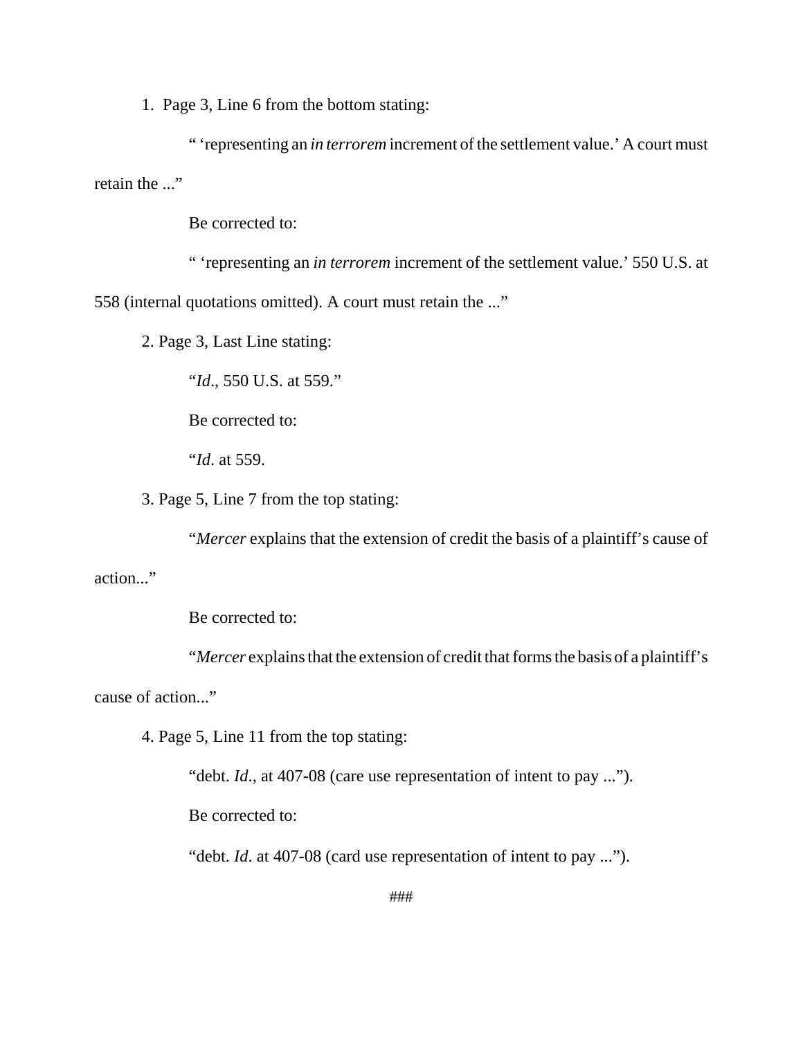1. Page 3, Line 6 from the bottom stating:

> " 'representing an *in terrorem* increment of the settlement value.' A court must retain the ..."

Be corrected to:

> " 'representing an *in terrorem* increment of the settlement value.' 550 U.S. at 558 (internal quotations omitted). A court must retain the ..."

2. Page 3, Last Line stating:

> "*Id*., 550 U.S. at 559."

Be corrected to:

> "*Id*. at 559.

3. Page 5, Line 7 from the top stating:

> "*Mercer* explains that the extension of credit the basis of a plaintiff's cause of action..."

Be corrected to:

> "*Mercer* explains that the extension of credit that forms the basis of a plaintiff's cause of action..."

4. Page 5, Line 11 from the top stating:

> "debt. *Id*., at 407-08 (care use representation of intent to pay ...").

Be corrected to:

> "debt. *Id*. at 407-08 (card use representation of intent to pay ...").

###